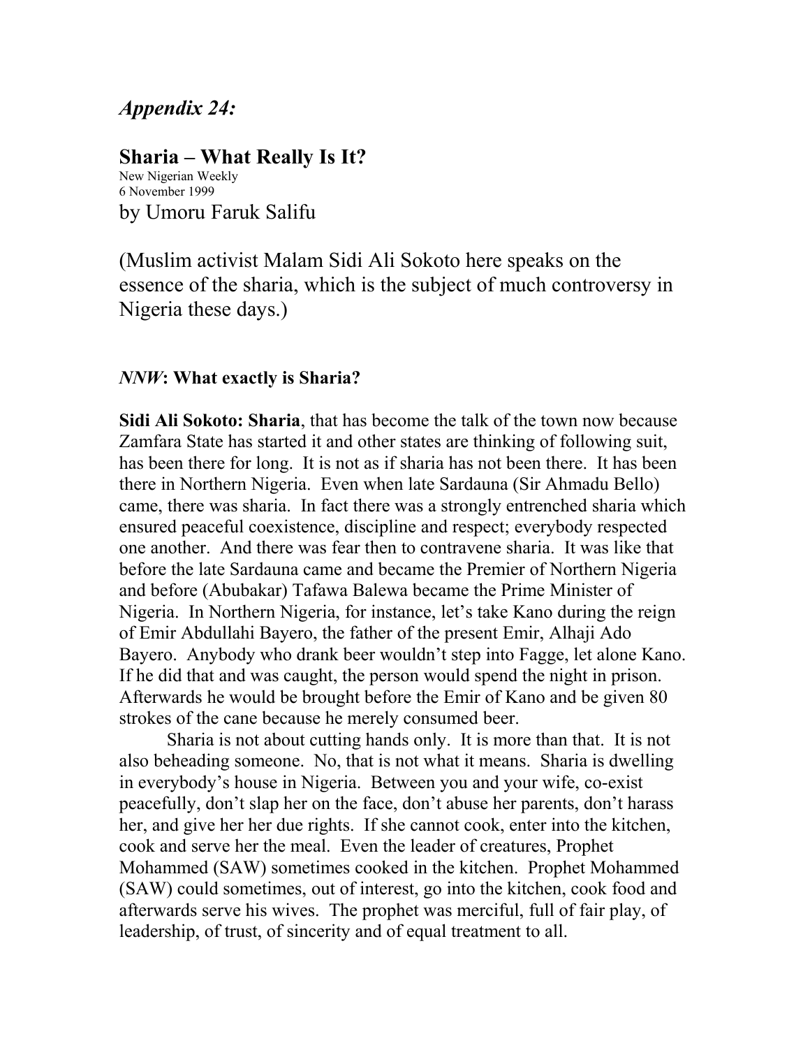## *Appendix 24:*

## Sharia – What Really Is It?

New Nigerian Weekly
6 November 1999
by Umoru Faruk Salifu

(Muslim activist Malam Sidi Ali Sokoto here speaks on the essence of the sharia, which is the subject of much controversy in Nigeria these days.)

***NNW*: What exactly is Sharia?**

**Sidi Ali Sokoto: Sharia**, that has become the talk of the town now because Zamfara State has started it and other states are thinking of following suit, has been there for long. It is not as if sharia has not been there. It has been there in Northern Nigeria. Even when late Sardauna (Sir Ahmadu Bello) came, there was sharia. In fact there was a strongly entrenched sharia which ensured peaceful coexistence, discipline and respect; everybody respected one another. And there was fear then to contravene sharia. It was like that before the late Sardauna came and became the Premier of Northern Nigeria and before (Abubakar) Tafawa Balewa became the Prime Minister of Nigeria. In Northern Nigeria, for instance, let's take Kano during the reign of Emir Abdullahi Bayero, the father of the present Emir, Alhaji Ado Bayero. Anybody who drank beer wouldn't step into Fagge, let alone Kano. If he did that and was caught, the person would spend the night in prison. Afterwards he would be brought before the Emir of Kano and be given 80 strokes of the cane because he merely consumed beer.

Sharia is not about cutting hands only. It is more than that. It is not also beheading someone. No, that is not what it means. Sharia is dwelling in everybody's house in Nigeria. Between you and your wife, co-exist peacefully, don't slap her on the face, don't abuse her parents, don't harass her, and give her her due rights. If she cannot cook, enter into the kitchen, cook and serve her the meal. Even the leader of creatures, Prophet Mohammed (SAW) sometimes cooked in the kitchen. Prophet Mohammed (SAW) could sometimes, out of interest, go into the kitchen, cook food and afterwards serve his wives. The prophet was merciful, full of fair play, of leadership, of trust, of sincerity and of equal treatment to all.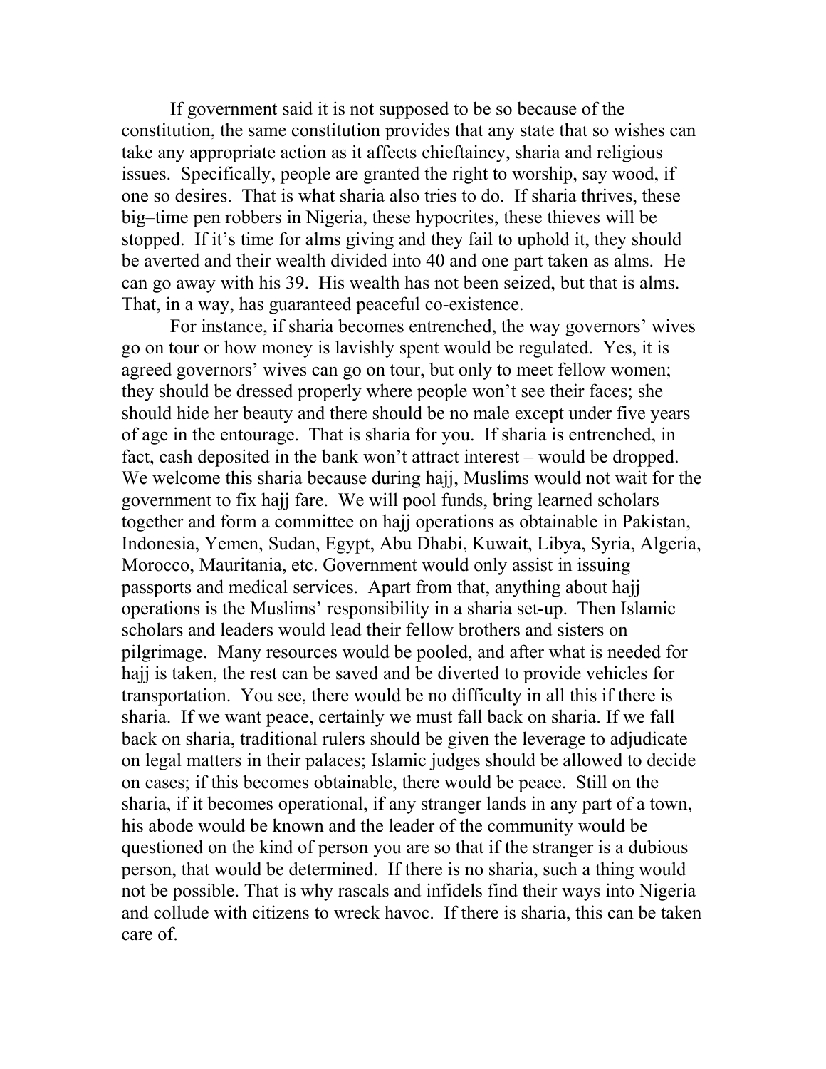If government said it is not supposed to be so because of the constitution, the same constitution provides that any state that so wishes can take any appropriate action as it affects chieftaincy, sharia and religious issues. Specifically, people are granted the right to worship, say wood, if one so desires. That is what sharia also tries to do. If sharia thrives, these big–time pen robbers in Nigeria, these hypocrites, these thieves will be stopped. If it's time for alms giving and they fail to uphold it, they should be averted and their wealth divided into 40 and one part taken as alms. He can go away with his 39. His wealth has not been seized, but that is alms. That, in a way, has guaranteed peaceful co-existence.

For instance, if sharia becomes entrenched, the way governors' wives go on tour or how money is lavishly spent would be regulated. Yes, it is agreed governors' wives can go on tour, but only to meet fellow women; they should be dressed properly where people won't see their faces; she should hide her beauty and there should be no male except under five years of age in the entourage. That is sharia for you. If sharia is entrenched, in fact, cash deposited in the bank won't attract interest – would be dropped. We welcome this sharia because during hajj, Muslims would not wait for the government to fix hajj fare. We will pool funds, bring learned scholars together and form a committee on hajj operations as obtainable in Pakistan, Indonesia, Yemen, Sudan, Egypt, Abu Dhabi, Kuwait, Libya, Syria, Algeria, Morocco, Mauritania, etc. Government would only assist in issuing passports and medical services. Apart from that, anything about hajj operations is the Muslims' responsibility in a sharia set-up. Then Islamic scholars and leaders would lead their fellow brothers and sisters on pilgrimage. Many resources would be pooled, and after what is needed for hajj is taken, the rest can be saved and be diverted to provide vehicles for transportation. You see, there would be no difficulty in all this if there is sharia. If we want peace, certainly we must fall back on sharia. If we fall back on sharia, traditional rulers should be given the leverage to adjudicate on legal matters in their palaces; Islamic judges should be allowed to decide on cases; if this becomes obtainable, there would be peace. Still on the sharia, if it becomes operational, if any stranger lands in any part of a town, his abode would be known and the leader of the community would be questioned on the kind of person you are so that if the stranger is a dubious person, that would be determined. If there is no sharia, such a thing would not be possible. That is why rascals and infidels find their ways into Nigeria and collude with citizens to wreck havoc. If there is sharia, this can be taken care of.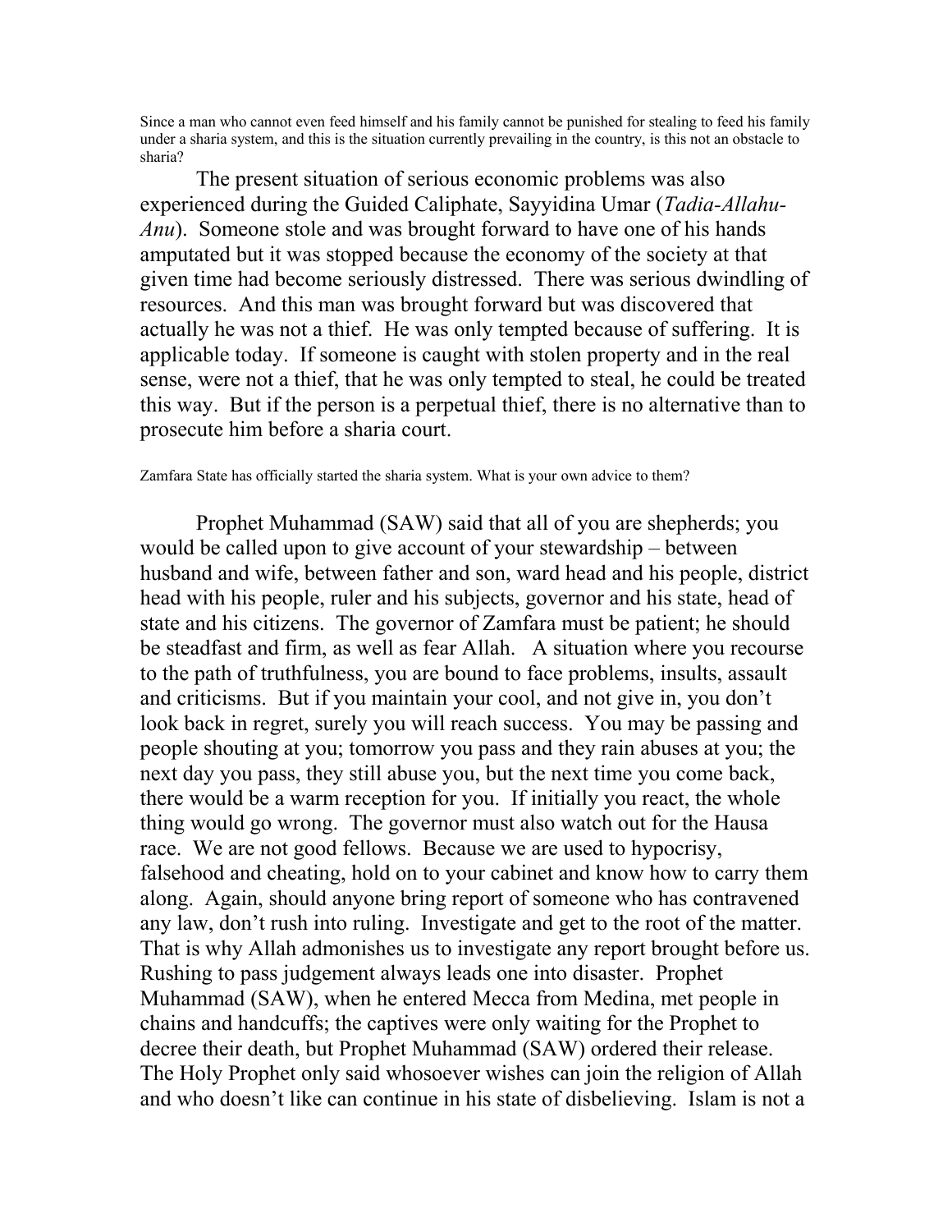Since a man who cannot even feed himself and his family cannot be punished for stealing to feed his family under a sharia system, and this is the situation currently prevailing in the country, is this not an obstacle to sharia?

The present situation of serious economic problems was also experienced during the Guided Caliphate, Sayyidina Umar (*Tadia-Allahu-Anu*). Someone stole and was brought forward to have one of his hands amputated but it was stopped because the economy of the society at that given time had become seriously distressed. There was serious dwindling of resources. And this man was brought forward but was discovered that actually he was not a thief. He was only tempted because of suffering. It is applicable today. If someone is caught with stolen property and in the real sense, were not a thief, that he was only tempted to steal, he could be treated this way. But if the person is a perpetual thief, there is no alternative than to prosecute him before a sharia court.

Zamfara State has officially started the sharia system. What is your own advice to them?

Prophet Muhammad (SAW) said that all of you are shepherds; you would be called upon to give account of your stewardship – between husband and wife, between father and son, ward head and his people, district head with his people, ruler and his subjects, governor and his state, head of state and his citizens. The governor of Zamfara must be patient; he should be steadfast and firm, as well as fear Allah. A situation where you recourse to the path of truthfulness, you are bound to face problems, insults, assault and criticisms. But if you maintain your cool, and not give in, you don't look back in regret, surely you will reach success. You may be passing and people shouting at you; tomorrow you pass and they rain abuses at you; the next day you pass, they still abuse you, but the next time you come back, there would be a warm reception for you. If initially you react, the whole thing would go wrong. The governor must also watch out for the Hausa race. We are not good fellows. Because we are used to hypocrisy, falsehood and cheating, hold on to your cabinet and know how to carry them along. Again, should anyone bring report of someone who has contravened any law, don't rush into ruling. Investigate and get to the root of the matter. That is why Allah admonishes us to investigate any report brought before us. Rushing to pass judgement always leads one into disaster. Prophet Muhammad (SAW), when he entered Mecca from Medina, met people in chains and handcuffs; the captives were only waiting for the Prophet to decree their death, but Prophet Muhammad (SAW) ordered their release. The Holy Prophet only said whosoever wishes can join the religion of Allah and who doesn't like can continue in his state of disbelieving. Islam is not a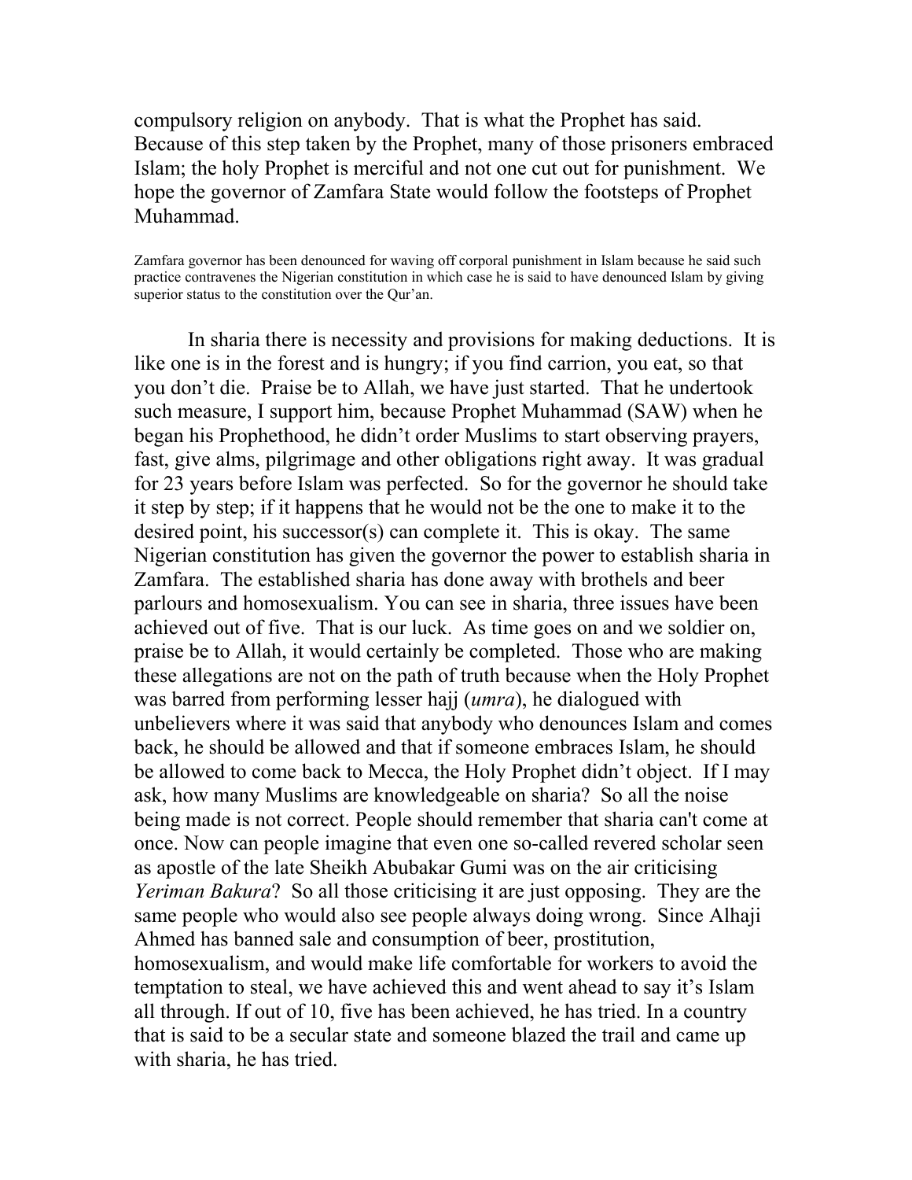compulsory religion on anybody. That is what the Prophet has said. Because of this step taken by the Prophet, many of those prisoners embraced Islam; the holy Prophet is merciful and not one cut out for punishment. We hope the governor of Zamfara State would follow the footsteps of Prophet Muhammad.

Zamfara governor has been denounced for waving off corporal punishment in Islam because he said such practice contravenes the Nigerian constitution in which case he is said to have denounced Islam by giving superior status to the constitution over the Qur'an.

In sharia there is necessity and provisions for making deductions. It is like one is in the forest and is hungry; if you find carrion, you eat, so that you don't die. Praise be to Allah, we have just started. That he undertook such measure, I support him, because Prophet Muhammad (SAW) when he began his Prophethood, he didn't order Muslims to start observing prayers, fast, give alms, pilgrimage and other obligations right away. It was gradual for 23 years before Islam was perfected. So for the governor he should take it step by step; if it happens that he would not be the one to make it to the desired point, his successor(s) can complete it. This is okay. The same Nigerian constitution has given the governor the power to establish sharia in Zamfara. The established sharia has done away with brothels and beer parlours and homosexualism. You can see in sharia, three issues have been achieved out of five. That is our luck. As time goes on and we soldier on, praise be to Allah, it would certainly be completed. Those who are making these allegations are not on the path of truth because when the Holy Prophet was barred from performing lesser hajj (*umra*), he dialogued with unbelievers where it was said that anybody who denounces Islam and comes back, he should be allowed and that if someone embraces Islam, he should be allowed to come back to Mecca, the Holy Prophet didn't object. If I may ask, how many Muslims are knowledgeable on sharia? So all the noise being made is not correct. People should remember that sharia can't come at once. Now can people imagine that even one so-called revered scholar seen as apostle of the late Sheikh Abubakar Gumi was on the air criticising *Yeriman Bakura*? So all those criticising it are just opposing. They are the same people who would also see people always doing wrong. Since Alhaji Ahmed has banned sale and consumption of beer, prostitution, homosexualism, and would make life comfortable for workers to avoid the temptation to steal, we have achieved this and went ahead to say it's Islam all through. If out of 10, five has been achieved, he has tried. In a country that is said to be a secular state and someone blazed the trail and came up with sharia, he has tried.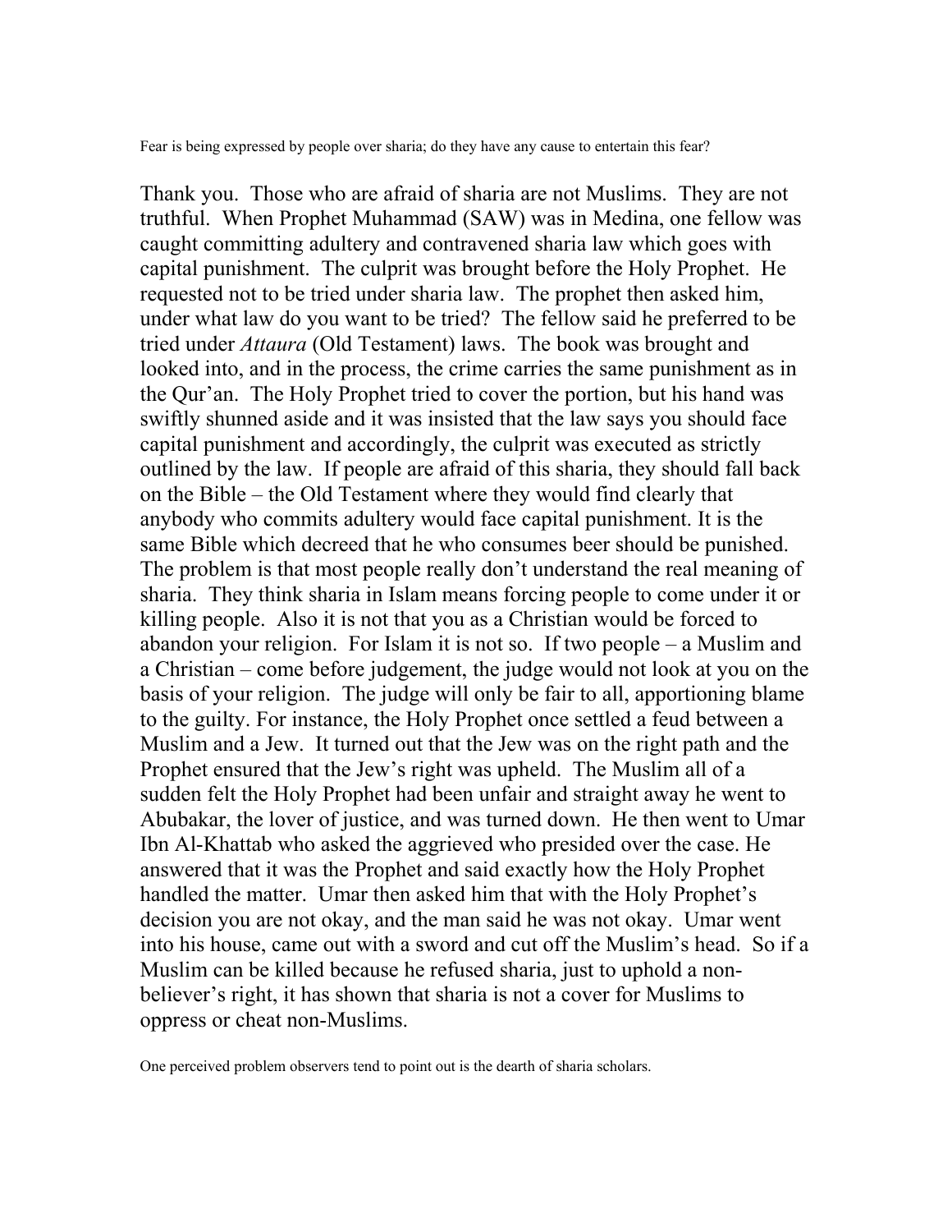Fear is being expressed by people over sharia; do they have any cause to entertain this fear?

Thank you. Those who are afraid of sharia are not Muslims. They are not truthful. When Prophet Muhammad (SAW) was in Medina, one fellow was caught committing adultery and contravened sharia law which goes with capital punishment. The culprit was brought before the Holy Prophet. He requested not to be tried under sharia law. The prophet then asked him, under what law do you want to be tried? The fellow said he preferred to be tried under *Attaura* (Old Testament) laws. The book was brought and looked into, and in the process, the crime carries the same punishment as in the Qur'an. The Holy Prophet tried to cover the portion, but his hand was swiftly shunned aside and it was insisted that the law says you should face capital punishment and accordingly, the culprit was executed as strictly outlined by the law. If people are afraid of this sharia, they should fall back on the Bible – the Old Testament where they would find clearly that anybody who commits adultery would face capital punishment. It is the same Bible which decreed that he who consumes beer should be punished. The problem is that most people really don't understand the real meaning of sharia. They think sharia in Islam means forcing people to come under it or killing people. Also it is not that you as a Christian would be forced to abandon your religion. For Islam it is not so. If two people – a Muslim and a Christian – come before judgement, the judge would not look at you on the basis of your religion. The judge will only be fair to all, apportioning blame to the guilty. For instance, the Holy Prophet once settled a feud between a Muslim and a Jew. It turned out that the Jew was on the right path and the Prophet ensured that the Jew's right was upheld. The Muslim all of a sudden felt the Holy Prophet had been unfair and straight away he went to Abubakar, the lover of justice, and was turned down. He then went to Umar Ibn Al-Khattab who asked the aggrieved who presided over the case. He answered that it was the Prophet and said exactly how the Holy Prophet handled the matter. Umar then asked him that with the Holy Prophet's decision you are not okay, and the man said he was not okay. Umar went into his house, came out with a sword and cut off the Muslim's head. So if a Muslim can be killed because he refused sharia, just to uphold a non-believer's right, it has shown that sharia is not a cover for Muslims to oppress or cheat non-Muslims.

One perceived problem observers tend to point out is the dearth of sharia scholars.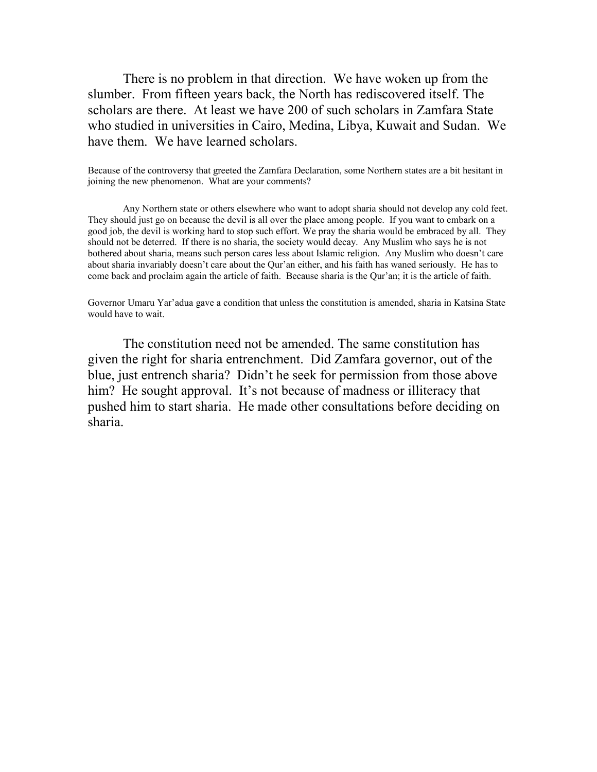There is no problem in that direction. We have woken up from the slumber. From fifteen years back, the North has rediscovered itself. The scholars are there. At least we have 200 of such scholars in Zamfara State who studied in universities in Cairo, Medina, Libya, Kuwait and Sudan. We have them. We have learned scholars.

Because of the controversy that greeted the Zamfara Declaration, some Northern states are a bit hesitant in joining the new phenomenon. What are your comments?

Any Northern state or others elsewhere who want to adopt sharia should not develop any cold feet. They should just go on because the devil is all over the place among people. If you want to embark on a good job, the devil is working hard to stop such effort. We pray the sharia would be embraced by all. They should not be deterred. If there is no sharia, the society would decay. Any Muslim who says he is not bothered about sharia, means such person cares less about Islamic religion. Any Muslim who doesn't care about sharia invariably doesn't care about the Qur'an either, and his faith has waned seriously. He has to come back and proclaim again the article of faith. Because sharia is the Qur'an; it is the article of faith.

Governor Umaru Yar'adua gave a condition that unless the constitution is amended, sharia in Katsina State would have to wait.

The constitution need not be amended. The same constitution has given the right for sharia entrenchment. Did Zamfara governor, out of the blue, just entrench sharia? Didn't he seek for permission from those above him? He sought approval. It's not because of madness or illiteracy that pushed him to start sharia. He made other consultations before deciding on sharia.